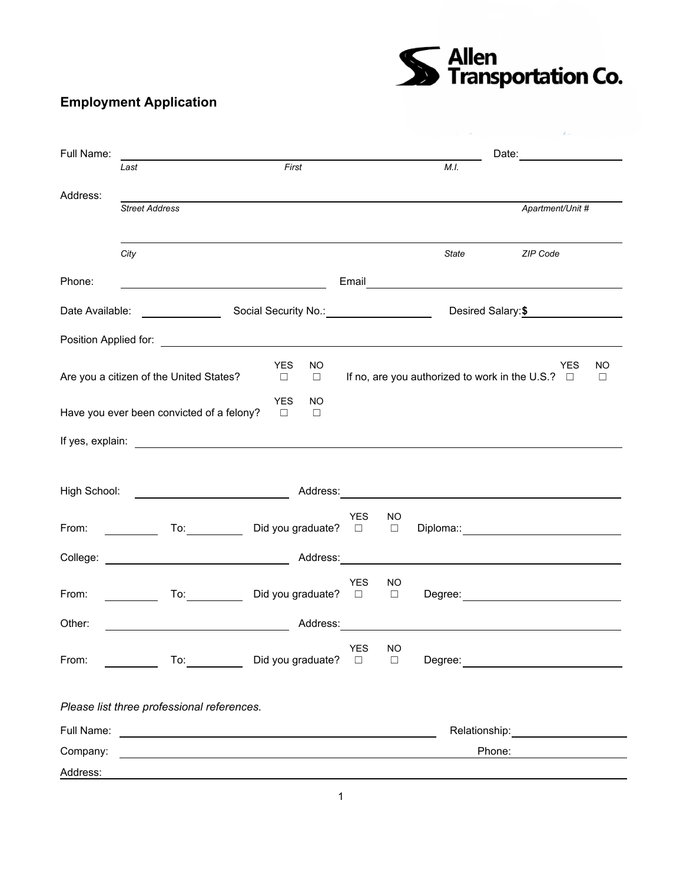**Allen Transportation Co.**

# Employment Application

Full Name: ______________________________________________ Date: ______________

*Last* *First* *M.I.*

Address: ______________________________________________

*Street Address* *Apartment/Unit #*

______________________________________________

*City* *State* *ZIP Code*

Phone: ______________________ Email ______________________

Date Available: ____________ Social Security No.: ____________ Desired Salary: **$** ____________

Position Applied for: ______________________________________________

Are you a citizen of the United States? YES ☐ NO ☐ If no, are you authorized to work in the U.S.? YES ☐ NO ☐

Have you ever been convicted of a felony? YES ☐ NO ☐

If yes, explain: ______________________________________________

High School: ______________________ Address: ______________________

From: ________ To: ________ Did you graduate? YES ☐ NO ☐ Diploma:: ______________________

College: ______________________ Address: ______________________

From: ________ To: ________ Did you graduate? YES ☐ NO ☐ Degree: ______________________

Other: ______________________ Address: ______________________

From: ________ To: ________ Did you graduate? YES ☐ NO ☐ Degree: ______________________

*Please list three professional references.*

Full Name: ______________________________ Relationship: ______________

Company: ______________________________ Phone: ______________

Address: ______________________________________________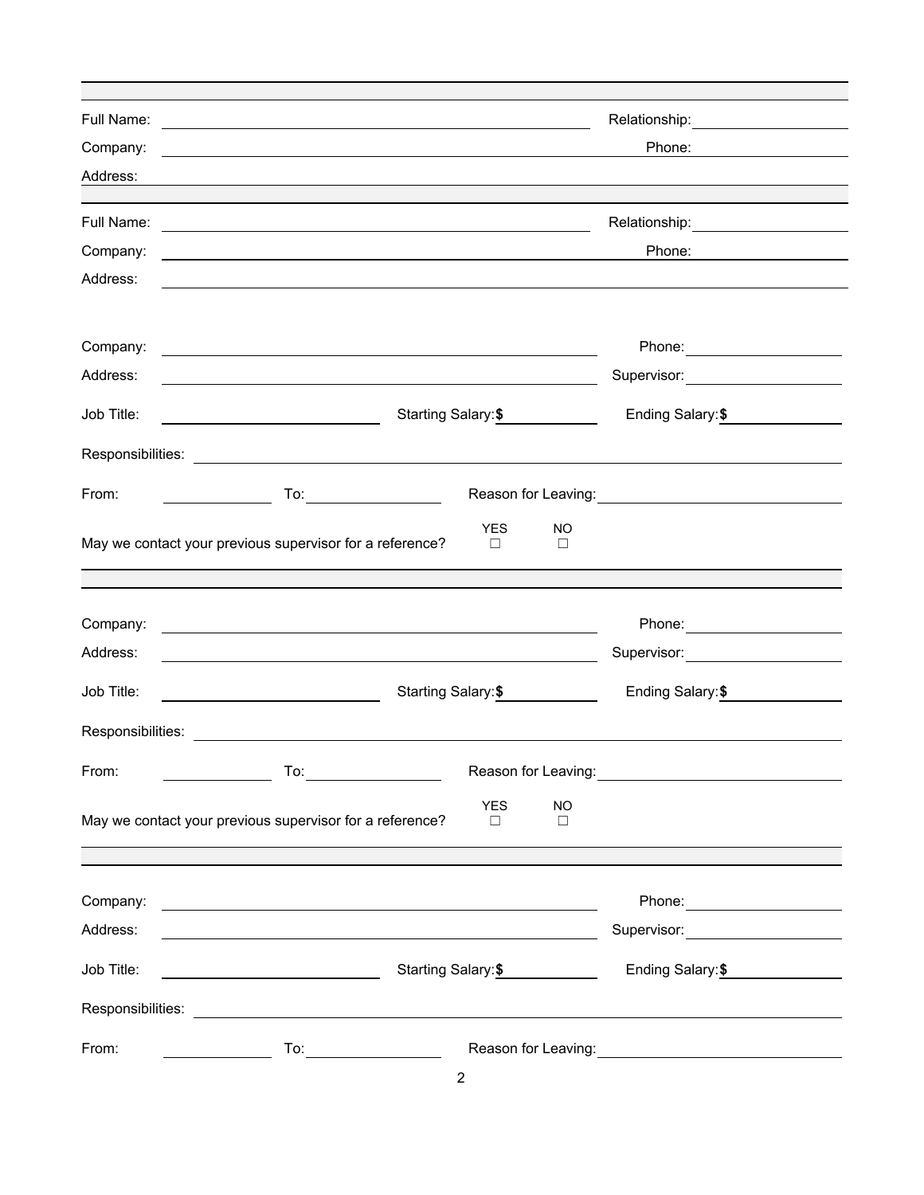Full Name: ____________________ Relationship: ____________________

Company: ____________________ Phone: ____________________

Address: ____________________

Full Name: ____________________ Relationship: ____________________

Company: ____________________ Phone: ____________________

Address: ____________________

Company: ____________________ Phone: ____________________

Address: ____________________ Supervisor: ____________________

Job Title: ____________________ Starting Salary: **$** __________ Ending Salary: **$** __________

Responsibilities: ____________________

From: __________ To: __________ Reason for Leaving: ____________________

May we contact your previous supervisor for a reference? YES ☐ NO ☐

Company: ____________________ Phone: ____________________

Address: ____________________ Supervisor: ____________________

Job Title: ____________________ Starting Salary: **$** __________ Ending Salary: **$** __________

Responsibilities: ____________________

From: __________ To: __________ Reason for Leaving: ____________________

May we contact your previous supervisor for a reference? YES ☐ NO ☐

Company: ____________________ Phone: ____________________

Address: ____________________ Supervisor: ____________________

Job Title: ____________________ Starting Salary: **$** __________ Ending Salary: **$** __________

Responsibilities: ____________________

From: __________ To: __________ Reason for Leaving: ____________________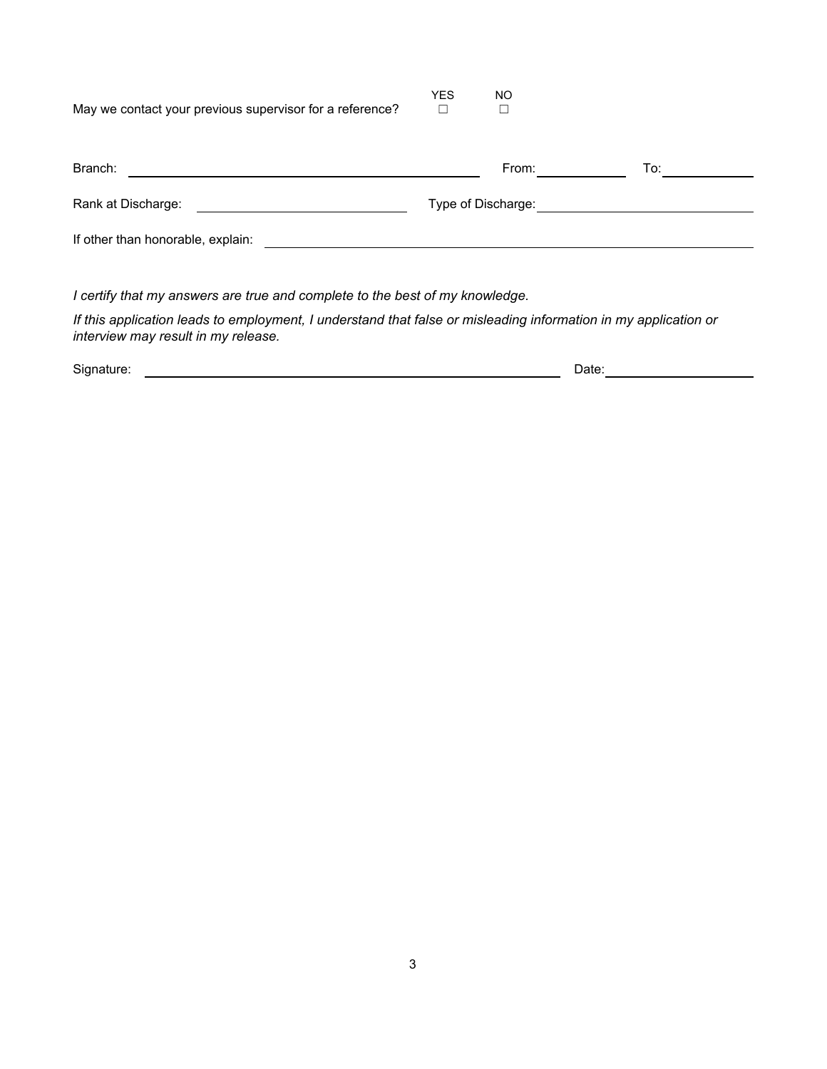May we contact your previous supervisor for a reference? YES ☐ NO ☐

Branch: ______________________________ From: __________ To: __________

Rank at Discharge: ____________________ Type of Discharge: ____________________

If other than honorable, explain: ________________________________________

*I certify that my answers are true and complete to the best of my knowledge.*

*If this application leads to employment, I understand that false or misleading information in my application or interview may result in my release.*

Signature: ________________________________________ Date: ________________